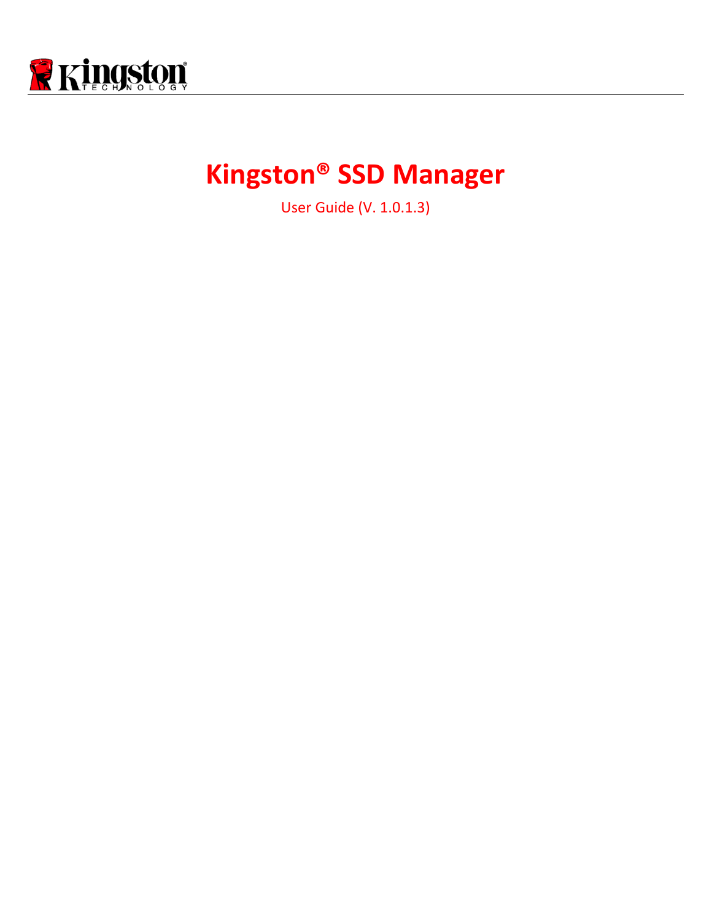# Kingston® SSD Manager

User Guide (V. 1.0.1.3)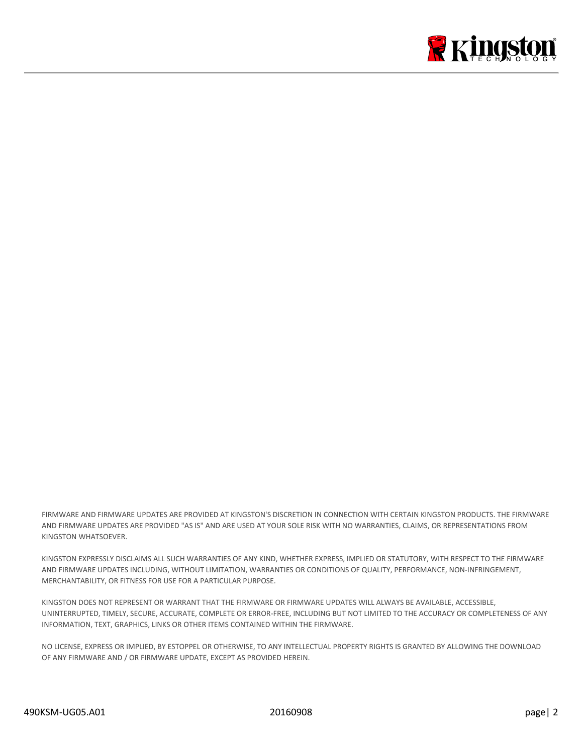FIRMWARE AND FIRMWARE UPDATES ARE PROVIDED AT KINGSTON'S DISCRETION IN CONNECTION WITH CERTAIN KINGSTON PRODUCTS. THE FIRMWARE AND FIRMWARE UPDATES ARE PROVIDED "AS IS" AND ARE USED AT YOUR SOLE RISK WITH NO WARRANTIES, CLAIMS, OR REPRESENTATIONS FROM KINGSTON WHATSOEVER.

KINGSTON EXPRESSLY DISCLAIMS ALL SUCH WARRANTIES OF ANY KIND, WHETHER EXPRESS, IMPLIED OR STATUTORY, WITH RESPECT TO THE FIRMWARE AND FIRMWARE UPDATES INCLUDING, WITHOUT LIMITATION, WARRANTIES OR CONDITIONS OF QUALITY, PERFORMANCE, NON-INFRINGEMENT, MERCHANTABILITY, OR FITNESS FOR USE FOR A PARTICULAR PURPOSE.

KINGSTON DOES NOT REPRESENT OR WARRANT THAT THE FIRMWARE OR FIRMWARE UPDATES WILL ALWAYS BE AVAILABLE, ACCESSIBLE, UNINTERRUPTED, TIMELY, SECURE, ACCURATE, COMPLETE OR ERROR-FREE, INCLUDING BUT NOT LIMITED TO THE ACCURACY OR COMPLETENESS OF ANY INFORMATION, TEXT, GRAPHICS, LINKS OR OTHER ITEMS CONTAINED WITHIN THE FIRMWARE.

NO LICENSE, EXPRESS OR IMPLIED, BY ESTOPPEL OR OTHERWISE, TO ANY INTELLECTUAL PROPERTY RIGHTS IS GRANTED BY ALLOWING THE DOWNLOAD OF ANY FIRMWARE AND / OR FIRMWARE UPDATE, EXCEPT AS PROVIDED HEREIN.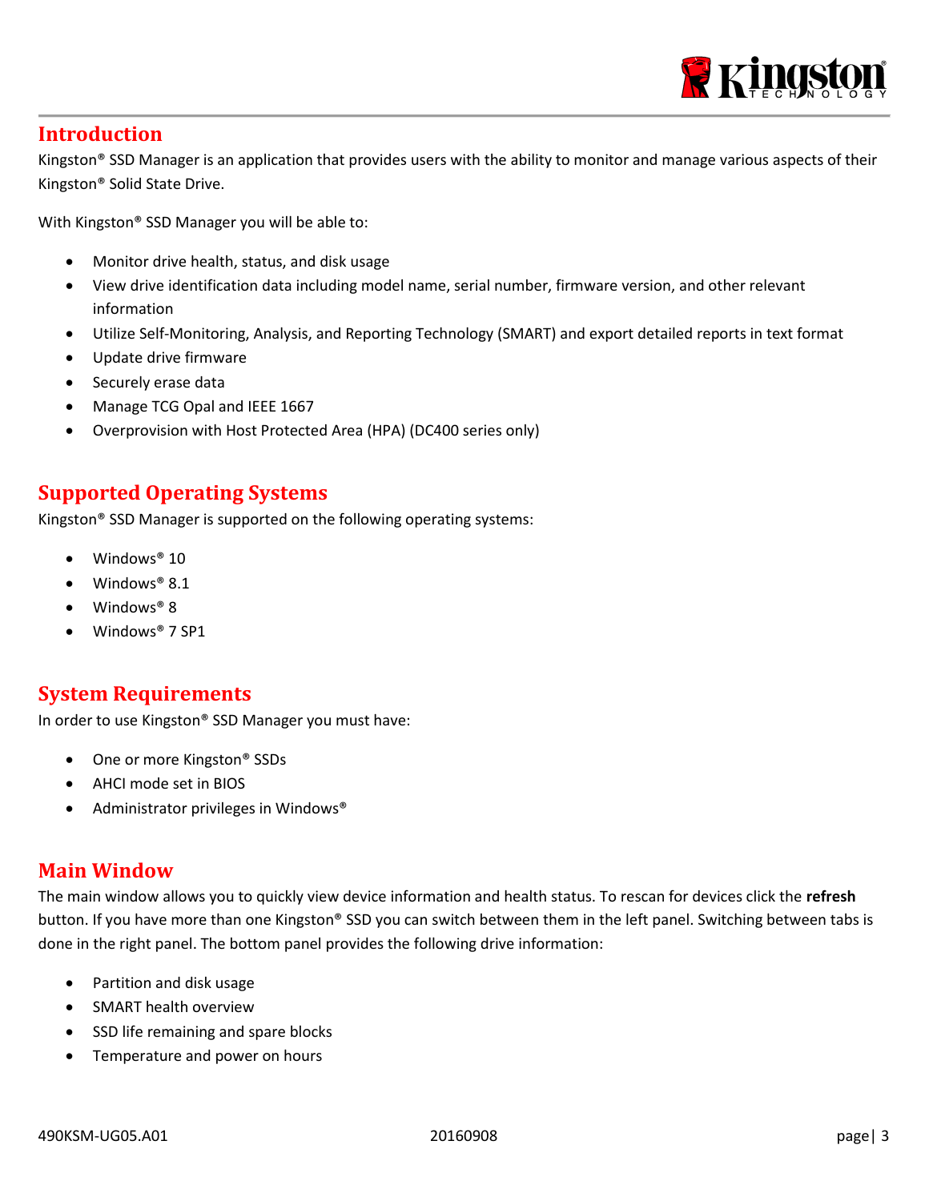## Introduction

Kingston® SSD Manager is an application that provides users with the ability to monitor and manage various aspects of their Kingston® Solid State Drive.

With Kingston® SSD Manager you will be able to:

- Monitor drive health, status, and disk usage
- View drive identification data including model name, serial number, firmware version, and other relevant information
- Utilize Self-Monitoring, Analysis, and Reporting Technology (SMART) and export detailed reports in text format
- Update drive firmware
- Securely erase data
- Manage TCG Opal and IEEE 1667
- Overprovision with Host Protected Area (HPA) (DC400 series only)

## Supported Operating Systems

Kingston® SSD Manager is supported on the following operating systems:

- Windows® 10
- Windows® 8.1
- Windows® 8
- Windows® 7 SP1

## System Requirements

In order to use Kingston® SSD Manager you must have:

- One or more Kingston® SSDs
- AHCI mode set in BIOS
- Administrator privileges in Windows®

## Main Window

The main window allows you to quickly view device information and health status. To rescan for devices click the **refresh** button. If you have more than one Kingston® SSD you can switch between them in the left panel. Switching between tabs is done in the right panel. The bottom panel provides the following drive information:

- Partition and disk usage
- SMART health overview
- SSD life remaining and spare blocks
- Temperature and power on hours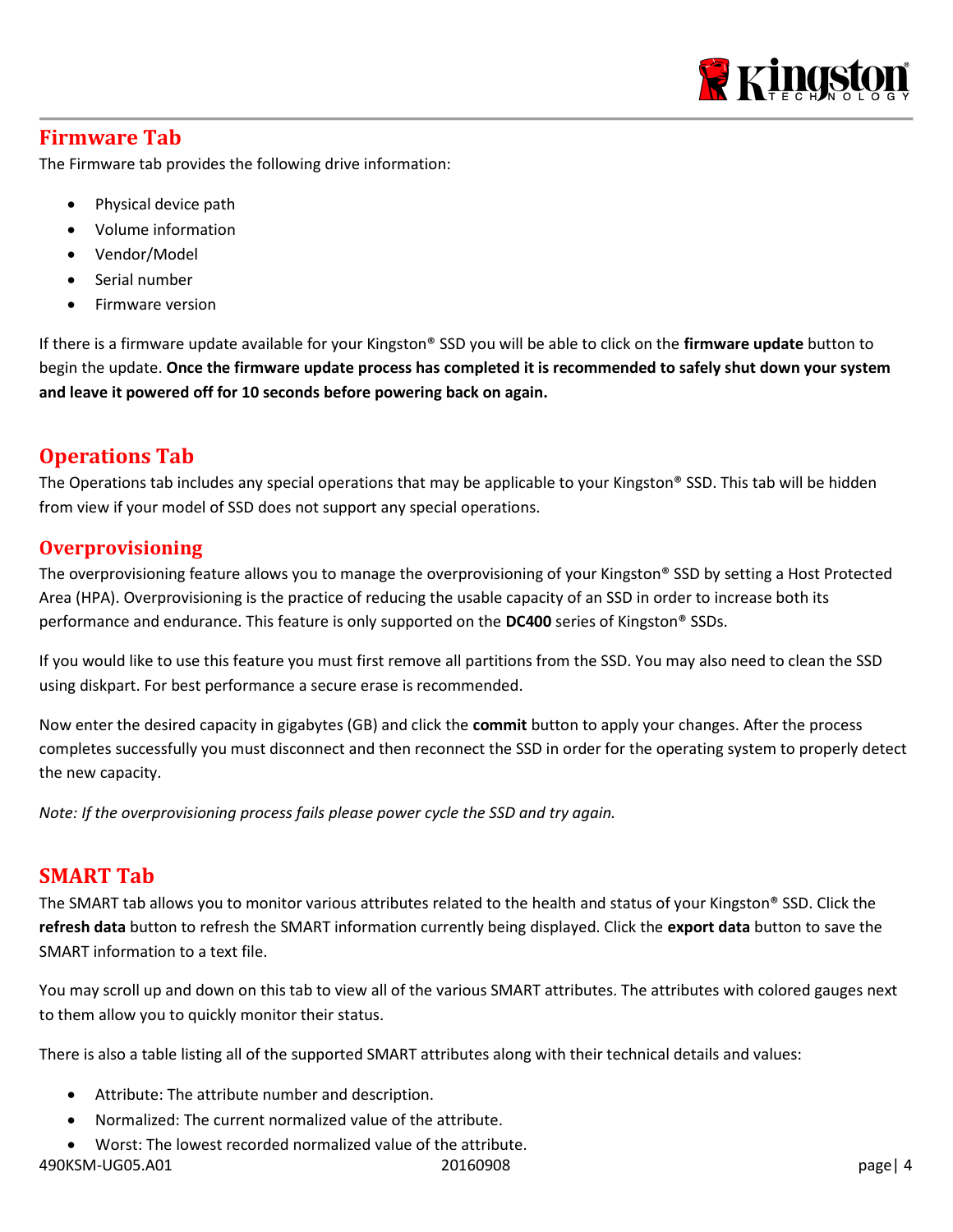## Firmware Tab

The Firmware tab provides the following drive information:

- Physical device path
- Volume information
- Vendor/Model
- Serial number
- Firmware version

If there is a firmware update available for your Kingston® SSD you will be able to click on the **firmware update** button to begin the update. **Once the firmware update process has completed it is recommended to safely shut down your system and leave it powered off for 10 seconds before powering back on again.**

## Operations Tab

The Operations tab includes any special operations that may be applicable to your Kingston® SSD. This tab will be hidden from view if your model of SSD does not support any special operations.

### Overprovisioning

The overprovisioning feature allows you to manage the overprovisioning of your Kingston® SSD by setting a Host Protected Area (HPA). Overprovisioning is the practice of reducing the usable capacity of an SSD in order to increase both its performance and endurance. This feature is only supported on the **DC400** series of Kingston® SSDs.

If you would like to use this feature you must first remove all partitions from the SSD. You may also need to clean the SSD using diskpart. For best performance a secure erase is recommended.

Now enter the desired capacity in gigabytes (GB) and click the **commit** button to apply your changes. After the process completes successfully you must disconnect and then reconnect the SSD in order for the operating system to properly detect the new capacity.

*Note: If the overprovisioning process fails please power cycle the SSD and try again.*

## SMART Tab

The SMART tab allows you to monitor various attributes related to the health and status of your Kingston® SSD. Click the **refresh data** button to refresh the SMART information currently being displayed. Click the **export data** button to save the SMART information to a text file.

You may scroll up and down on this tab to view all of the various SMART attributes. The attributes with colored gauges next to them allow you to quickly monitor their status.

There is also a table listing all of the supported SMART attributes along with their technical details and values:

- Attribute: The attribute number and description.
- Normalized: The current normalized value of the attribute.
- Worst: The lowest recorded normalized value of the attribute.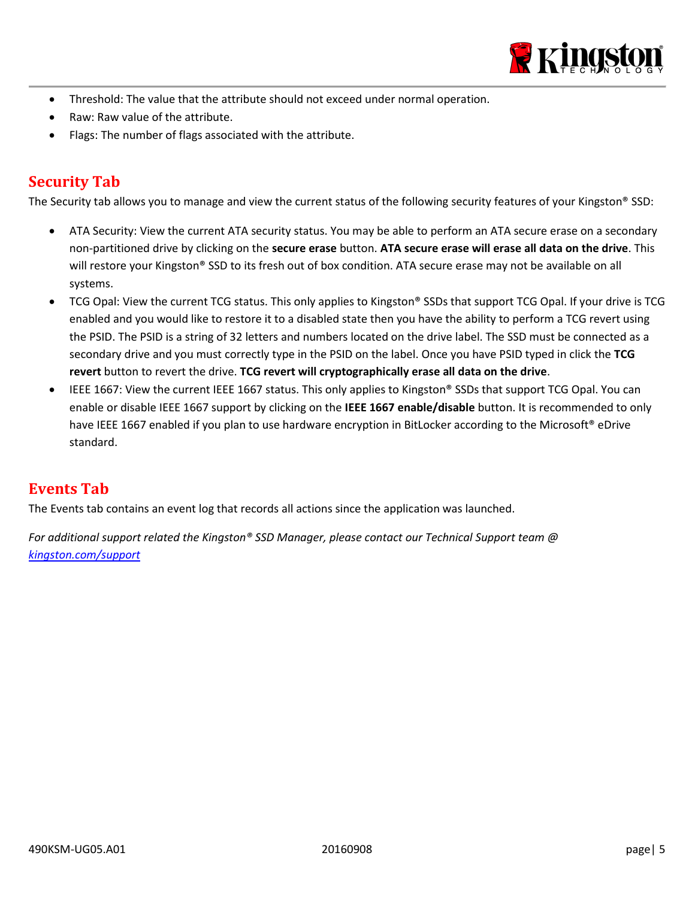- Threshold: The value that the attribute should not exceed under normal operation.
- Raw: Raw value of the attribute.
- Flags: The number of flags associated with the attribute.

## Security Tab

The Security tab allows you to manage and view the current status of the following security features of your Kingston® SSD:

- ATA Security: View the current ATA security status. You may be able to perform an ATA secure erase on a secondary non-partitioned drive by clicking on the **secure erase** button. **ATA secure erase will erase all data on the drive**. This will restore your Kingston® SSD to its fresh out of box condition. ATA secure erase may not be available on all systems.
- TCG Opal: View the current TCG status. This only applies to Kingston® SSDs that support TCG Opal. If your drive is TCG enabled and you would like to restore it to a disabled state then you have the ability to perform a TCG revert using the PSID. The PSID is a string of 32 letters and numbers located on the drive label. The SSD must be connected as a secondary drive and you must correctly type in the PSID on the label. Once you have PSID typed in click the **TCG revert** button to revert the drive. **TCG revert will cryptographically erase all data on the drive**.
- IEEE 1667: View the current IEEE 1667 status. This only applies to Kingston® SSDs that support TCG Opal. You can enable or disable IEEE 1667 support by clicking on the **IEEE 1667 enable/disable** button. It is recommended to only have IEEE 1667 enabled if you plan to use hardware encryption in BitLocker according to the Microsoft® eDrive standard.

## Events Tab

The Events tab contains an event log that records all actions since the application was launched.

*For additional support related the Kingston® SSD Manager, please contact our Technical Support team @ [kingston.com/support](kingston.com/support)*